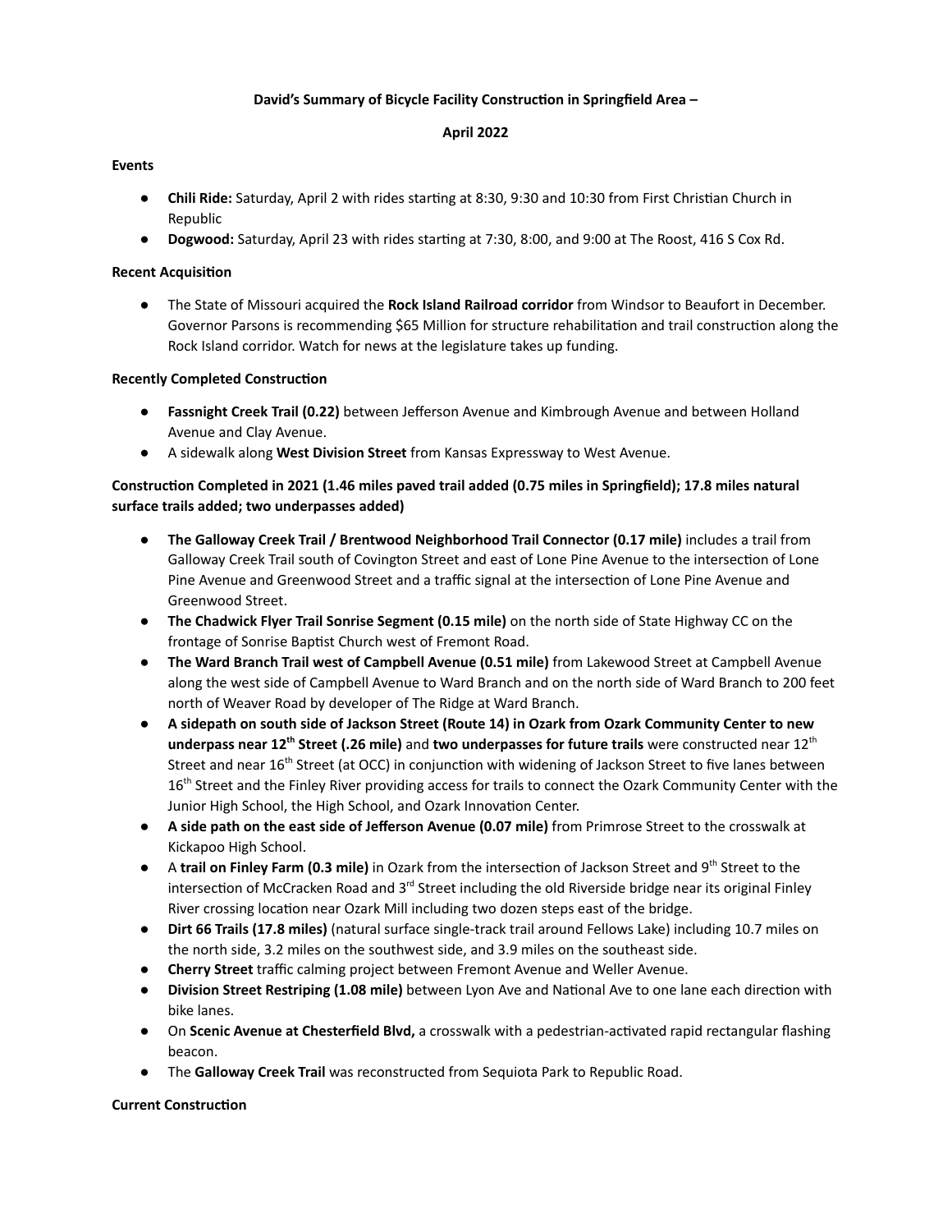**David's Summary of Bicycle Facility Construction in Springfield Area –**

**April 2022**

**Events**

- **Chili Ride:** Saturday, April 2 with rides starting at 8:30, 9:30 and 10:30 from First Christian Church in Republic
- **Dogwood:** Saturday, April 23 with rides starting at 7:30, 8:00, and 9:00 at The Roost, 416 S Cox Rd.

**Recent Acquisition**

- The State of Missouri acquired the **Rock Island Railroad corridor** from Windsor to Beaufort in December. Governor Parsons is recommending $65 Million for structure rehabilitation and trail construction along the Rock Island corridor. Watch for news at the legislature takes up funding.

**Recently Completed Construction**

- **Fassnight Creek Trail (0.22)** between Jefferson Avenue and Kimbrough Avenue and between Holland Avenue and Clay Avenue.
- A sidewalk along **West Division Street** from Kansas Expressway to West Avenue.

**Construction Completed in 2021 (1.46 miles paved trail added (0.75 miles in Springfield); 17.8 miles natural surface trails added; two underpasses added)**

- **The Galloway Creek Trail / Brentwood Neighborhood Trail Connector (0.17 mile)** includes a trail from Galloway Creek Trail south of Covington Street and east of Lone Pine Avenue to the intersection of Lone Pine Avenue and Greenwood Street and a traffic signal at the intersection of Lone Pine Avenue and Greenwood Street.
- **The Chadwick Flyer Trail Sonrise Segment (0.15 mile)** on the north side of State Highway CC on the frontage of Sonrise Baptist Church west of Fremont Road.
- **The Ward Branch Trail west of Campbell Avenue (0.51 mile)** from Lakewood Street at Campbell Avenue along the west side of Campbell Avenue to Ward Branch and on the north side of Ward Branch to 200 feet north of Weaver Road by developer of The Ridge at Ward Branch.
- **A sidepath on south side of Jackson Street (Route 14) in Ozark from Ozark Community Center to new underpass near 12th Street (.26 mile)** and **two underpasses for future trails** were constructed near 12th Street and near 16th Street (at OCC) in conjunction with widening of Jackson Street to five lanes between 16th Street and the Finley River providing access for trails to connect the Ozark Community Center with the Junior High School, the High School, and Ozark Innovation Center.
- **A side path on the east side of Jefferson Avenue (0.07 mile)** from Primrose Street to the crosswalk at Kickapoo High School.
- A **trail on Finley Farm (0.3 mile)** in Ozark from the intersection of Jackson Street and 9th Street to the intersection of McCracken Road and 3rd Street including the old Riverside bridge near its original Finley River crossing location near Ozark Mill including two dozen steps east of the bridge.
- **Dirt 66 Trails (17.8 miles)** (natural surface single-track trail around Fellows Lake) including 10.7 miles on the north side, 3.2 miles on the southwest side, and 3.9 miles on the southeast side.
- **Cherry Street** traffic calming project between Fremont Avenue and Weller Avenue.
- **Division Street Restriping (1.08 mile)** between Lyon Ave and National Ave to one lane each direction with bike lanes.
- On **Scenic Avenue at Chesterfield Blvd,** a crosswalk with a pedestrian-activated rapid rectangular flashing beacon.
- The **Galloway Creek Trail** was reconstructed from Sequiota Park to Republic Road.

**Current Construction**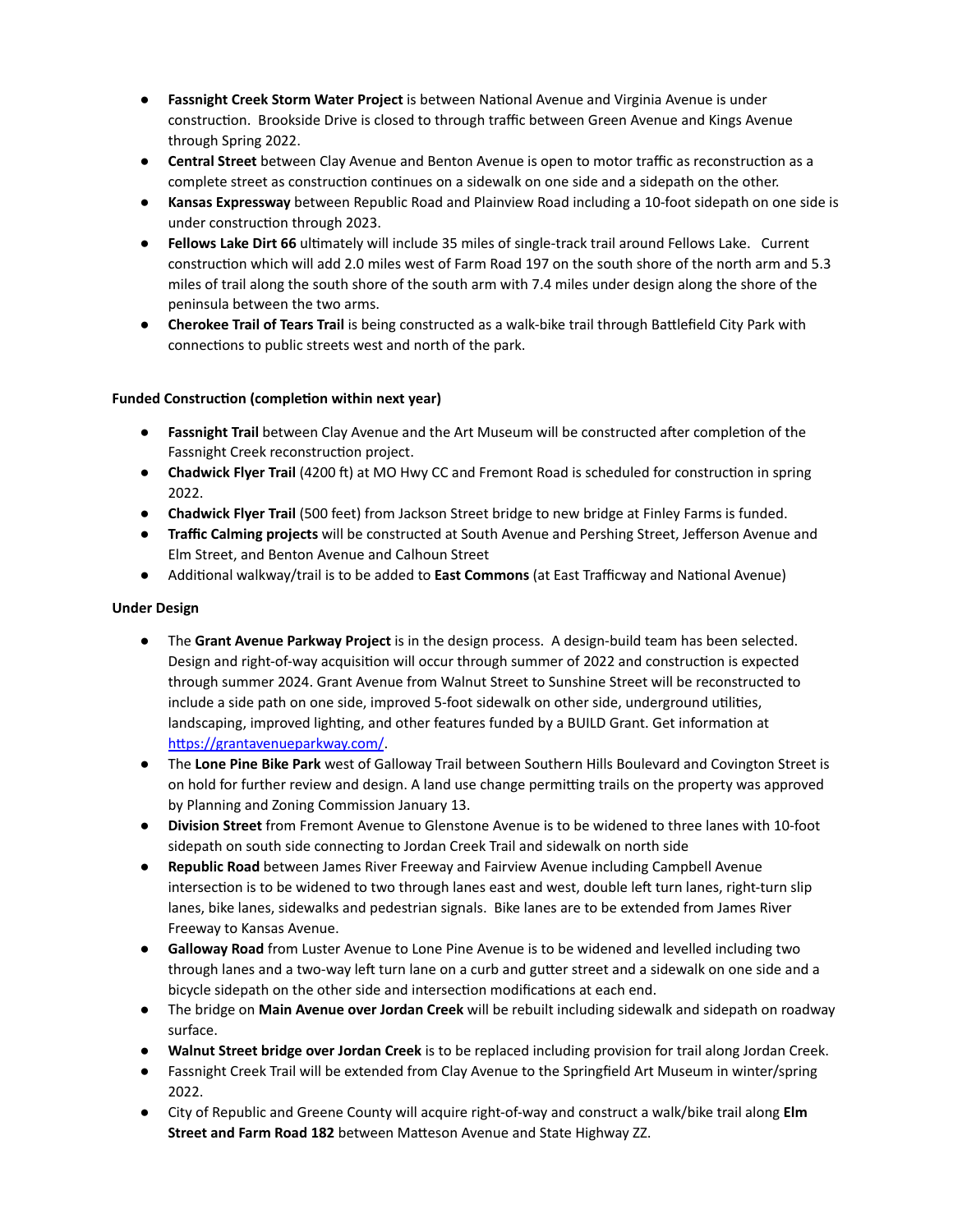- **Fassnight Creek Storm Water Project** is between National Avenue and Virginia Avenue is under construction. Brookside Drive is closed to through traffic between Green Avenue and Kings Avenue through Spring 2022.
- **Central Street** between Clay Avenue and Benton Avenue is open to motor traffic as reconstruction as a complete street as construction continues on a sidewalk on one side and a sidepath on the other.
- **Kansas Expressway** between Republic Road and Plainview Road including a 10-foot sidepath on one side is under construction through 2023.
- **Fellows Lake Dirt 66** ultimately will include 35 miles of single-track trail around Fellows Lake. Current construction which will add 2.0 miles west of Farm Road 197 on the south shore of the north arm and 5.3 miles of trail along the south shore of the south arm with 7.4 miles under design along the shore of the peninsula between the two arms.
- **Cherokee Trail of Tears Trail** is being constructed as a walk-bike trail through Battlefield City Park with connections to public streets west and north of the park.

**Funded Construction (completion within next year)**

- **Fassnight Trail** between Clay Avenue and the Art Museum will be constructed after completion of the Fassnight Creek reconstruction project.
- **Chadwick Flyer Trail** (4200 ft) at MO Hwy CC and Fremont Road is scheduled for construction in spring 2022.
- **Chadwick Flyer Trail** (500 feet) from Jackson Street bridge to new bridge at Finley Farms is funded.
- **Traffic Calming projects** will be constructed at South Avenue and Pershing Street, Jefferson Avenue and Elm Street, and Benton Avenue and Calhoun Street
- Additional walkway/trail is to be added to **East Commons** (at East Trafficway and National Avenue)

**Under Design**

- The **Grant Avenue Parkway Project** is in the design process. A design-build team has been selected. Design and right-of-way acquisition will occur through summer of 2022 and construction is expected through summer 2024. Grant Avenue from Walnut Street to Sunshine Street will be reconstructed to include a side path on one side, improved 5-foot sidewalk on other side, underground utilities, landscaping, improved lighting, and other features funded by a BUILD Grant. Get information at [https://grantavenueparkway.com/](https://grantavenueparkway.com/).
- The **Lone Pine Bike Park** west of Galloway Trail between Southern Hills Boulevard and Covington Street is on hold for further review and design. A land use change permitting trails on the property was approved by Planning and Zoning Commission January 13.
- **Division Street** from Fremont Avenue to Glenstone Avenue is to be widened to three lanes with 10-foot sidepath on south side connecting to Jordan Creek Trail and sidewalk on north side
- **Republic Road** between James River Freeway and Fairview Avenue including Campbell Avenue intersection is to be widened to two through lanes east and west, double left turn lanes, right-turn slip lanes, bike lanes, sidewalks and pedestrian signals. Bike lanes are to be extended from James River Freeway to Kansas Avenue.
- **Galloway Road** from Luster Avenue to Lone Pine Avenue is to be widened and levelled including two through lanes and a two-way left turn lane on a curb and gutter street and a sidewalk on one side and a bicycle sidepath on the other side and intersection modifications at each end.
- The bridge on **Main Avenue over Jordan Creek** will be rebuilt including sidewalk and sidepath on roadway surface.
- **Walnut Street bridge over Jordan Creek** is to be replaced including provision for trail along Jordan Creek.
- Fassnight Creek Trail will be extended from Clay Avenue to the Springfield Art Museum in winter/spring 2022.
- City of Republic and Greene County will acquire right-of-way and construct a walk/bike trail along **Elm Street and Farm Road 182** between Matteson Avenue and State Highway ZZ.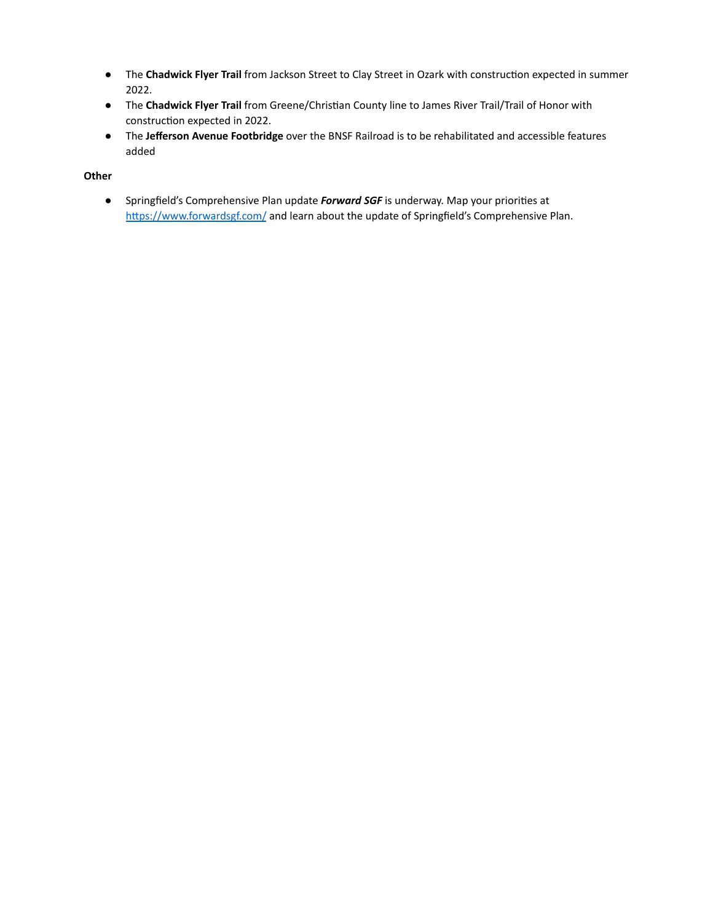- The **Chadwick Flyer Trail** from Jackson Street to Clay Street in Ozark with construction expected in summer 2022.
- The **Chadwick Flyer Trail** from Greene/Christian County line to James River Trail/Trail of Honor with construction expected in 2022.
- The **Jefferson Avenue Footbridge** over the BNSF Railroad is to be rehabilitated and accessible features added

**Other**

- Springfield's Comprehensive Plan update ***Forward SGF*** is underway. Map your priorities at [https://www.forwardsgf.com/](https://www.forwardsgf.com/) and learn about the update of Springfield's Comprehensive Plan.